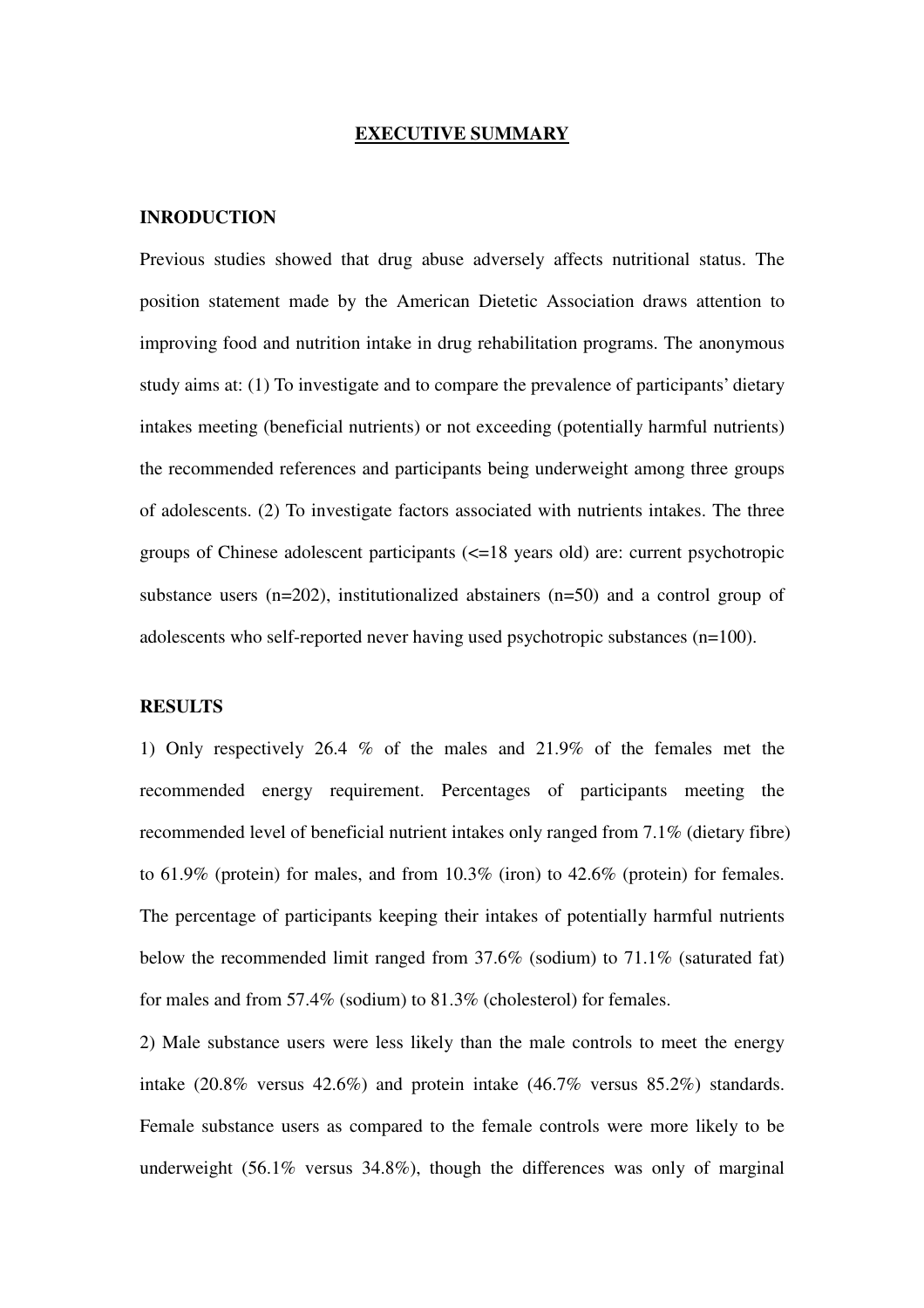# EXECUTIVE SUMMARY

## INRODUCTION

Previous studies showed that drug abuse adversely affects nutritional status. The position statement made by the American Dietetic Association draws attention to improving food and nutrition intake in drug rehabilitation programs. The anonymous study aims at: (1) To investigate and to compare the prevalence of participants' dietary intakes meeting (beneficial nutrients) or not exceeding (potentially harmful nutrients) the recommended references and participants being underweight among three groups of adolescents. (2) To investigate factors associated with nutrients intakes. The three groups of Chinese adolescent participants (<=18 years old) are: current psychotropic substance users (n=202), institutionalized abstainers (n=50) and a control group of adolescents who self-reported never having used psychotropic substances (n=100).

## RESULTS

1) Only respectively 26.4 % of the males and 21.9% of the females met the recommended energy requirement. Percentages of participants meeting the recommended level of beneficial nutrient intakes only ranged from 7.1% (dietary fibre) to 61.9% (protein) for males, and from 10.3% (iron) to 42.6% (protein) for females. The percentage of participants keeping their intakes of potentially harmful nutrients below the recommended limit ranged from 37.6% (sodium) to 71.1% (saturated fat) for males and from 57.4% (sodium) to 81.3% (cholesterol) for females.

2) Male substance users were less likely than the male controls to meet the energy intake (20.8% versus 42.6%) and protein intake (46.7% versus 85.2%) standards. Female substance users as compared to the female controls were more likely to be underweight (56.1% versus 34.8%), though the differences was only of marginal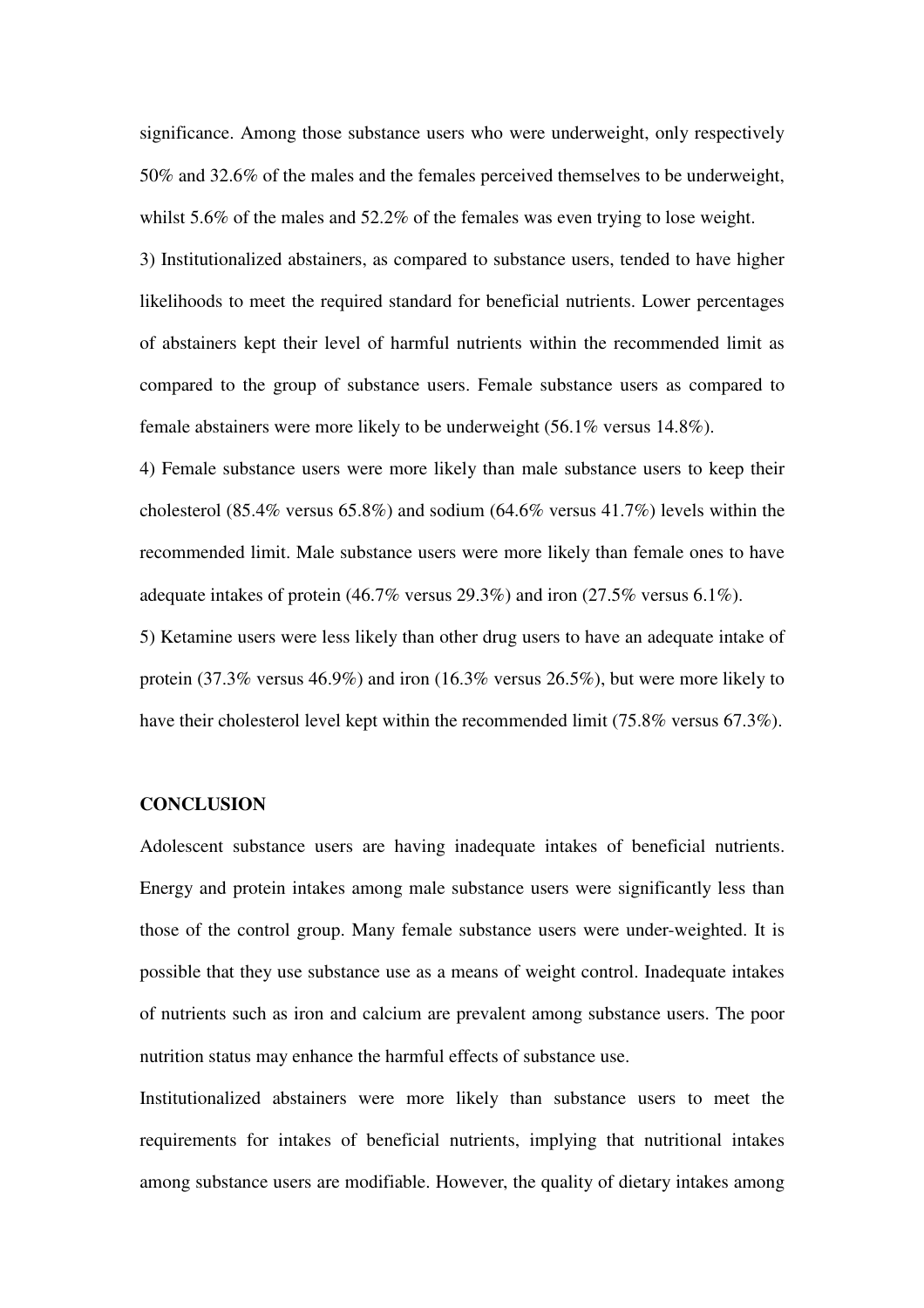significance. Among those substance users who were underweight, only respectively 50% and 32.6% of the males and the females perceived themselves to be underweight, whilst 5.6% of the males and 52.2% of the females was even trying to lose weight.

3) Institutionalized abstainers, as compared to substance users, tended to have higher likelihoods to meet the required standard for beneficial nutrients. Lower percentages of abstainers kept their level of harmful nutrients within the recommended limit as compared to the group of substance users. Female substance users as compared to female abstainers were more likely to be underweight (56.1% versus 14.8%).

4) Female substance users were more likely than male substance users to keep their cholesterol (85.4% versus 65.8%) and sodium (64.6% versus 41.7%) levels within the recommended limit. Male substance users were more likely than female ones to have adequate intakes of protein (46.7% versus 29.3%) and iron (27.5% versus 6.1%).

5) Ketamine users were less likely than other drug users to have an adequate intake of protein (37.3% versus 46.9%) and iron (16.3% versus 26.5%), but were more likely to have their cholesterol level kept within the recommended limit (75.8% versus 67.3%).

**CONCLUSION**

Adolescent substance users are having inadequate intakes of beneficial nutrients. Energy and protein intakes among male substance users were significantly less than those of the control group. Many female substance users were under-weighted. It is possible that they use substance use as a means of weight control. Inadequate intakes of nutrients such as iron and calcium are prevalent among substance users. The poor nutrition status may enhance the harmful effects of substance use.

Institutionalized abstainers were more likely than substance users to meet the requirements for intakes of beneficial nutrients, implying that nutritional intakes among substance users are modifiable. However, the quality of dietary intakes among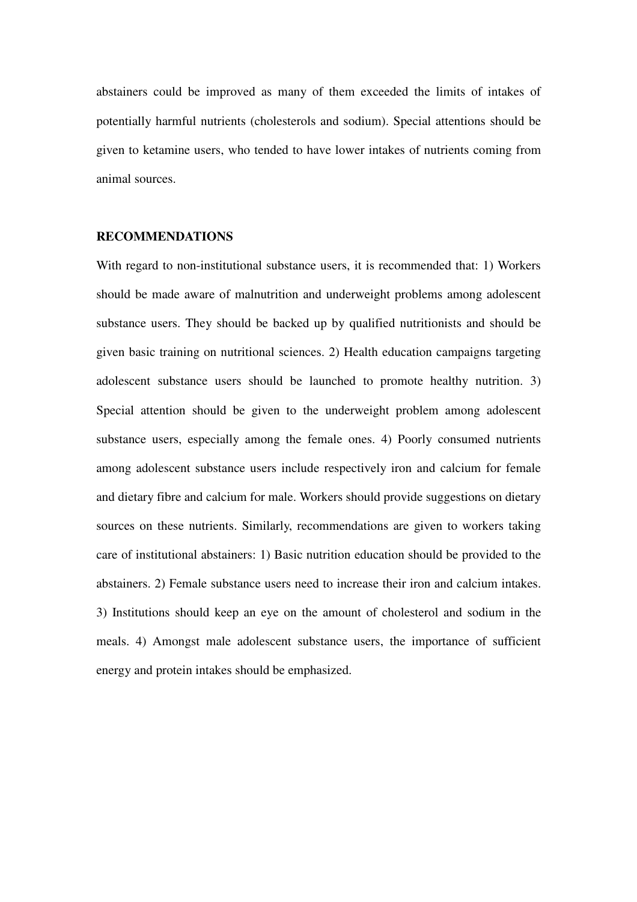abstainers could be improved as many of them exceeded the limits of intakes of potentially harmful nutrients (cholesterols and sodium). Special attentions should be given to ketamine users, who tended to have lower intakes of nutrients coming from animal sources.

**RECOMMENDATIONS**

With regard to non-institutional substance users, it is recommended that: 1) Workers should be made aware of malnutrition and underweight problems among adolescent substance users. They should be backed up by qualified nutritionists and should be given basic training on nutritional sciences. 2) Health education campaigns targeting adolescent substance users should be launched to promote healthy nutrition. 3) Special attention should be given to the underweight problem among adolescent substance users, especially among the female ones. 4) Poorly consumed nutrients among adolescent substance users include respectively iron and calcium for female and dietary fibre and calcium for male. Workers should provide suggestions on dietary sources on these nutrients. Similarly, recommendations are given to workers taking care of institutional abstainers: 1) Basic nutrition education should be provided to the abstainers. 2) Female substance users need to increase their iron and calcium intakes. 3) Institutions should keep an eye on the amount of cholesterol and sodium in the meals. 4) Amongst male adolescent substance users, the importance of sufficient energy and protein intakes should be emphasized.